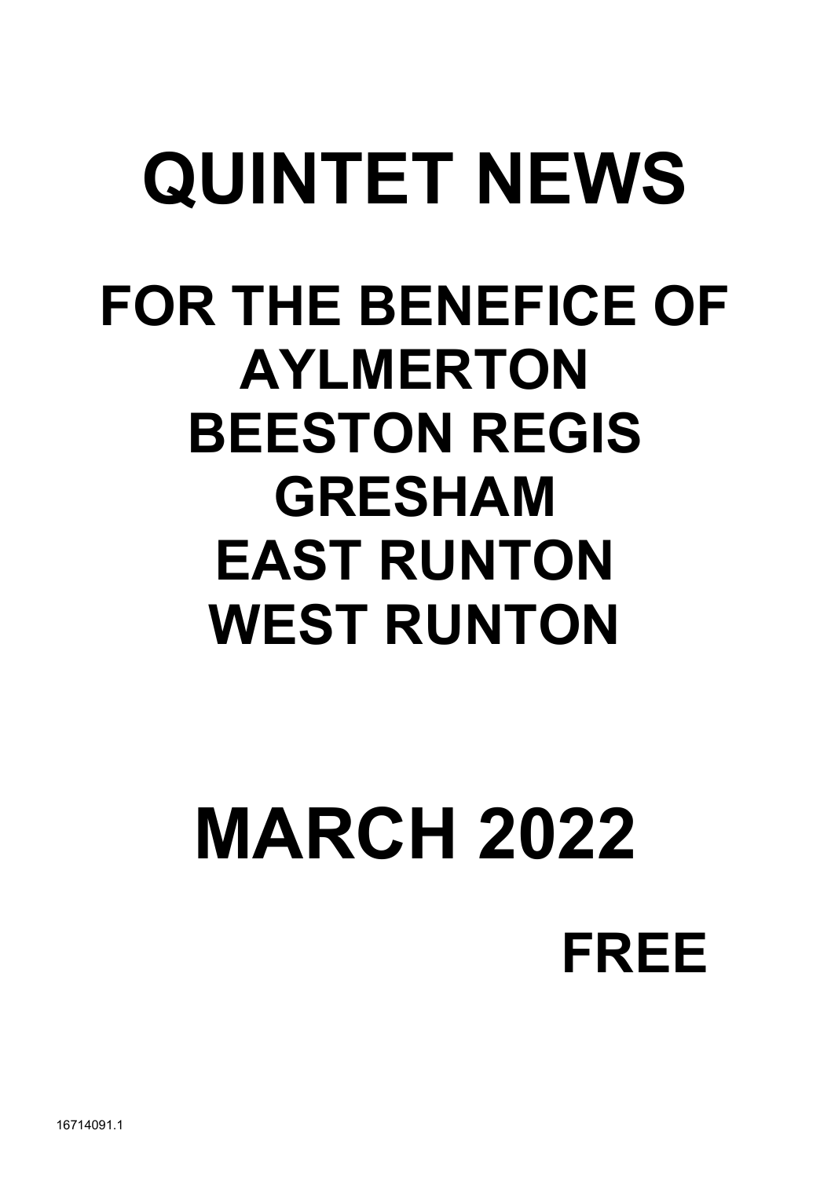# QUINTET NEWS

## FOR THE BENEFICE OF AYLMERTON BEESTON REGIS GRESHAM EAST RUNTON WEST RUNTON

# MARCH 2022

**FREE**

16714091.1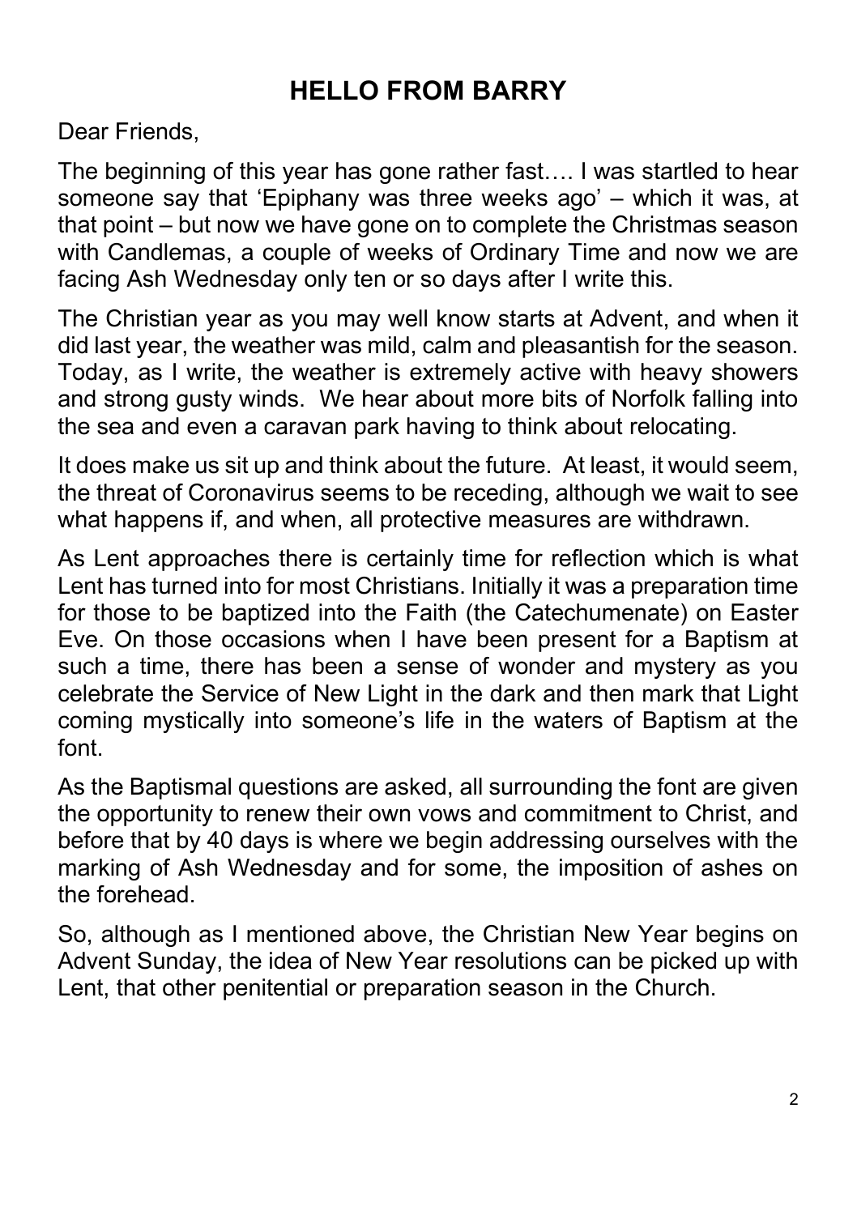# HELLO FROM BARRY

Dear Friends,

The beginning of this year has gone rather fast…. I was startled to hear someone say that 'Epiphany was three weeks ago' – which it was, at that point – but now we have gone on to complete the Christmas season with Candlemas, a couple of weeks of Ordinary Time and now we are facing Ash Wednesday only ten or so days after I write this.

The Christian year as you may well know starts at Advent, and when it did last year, the weather was mild, calm and pleasantish for the season. Today, as I write, the weather is extremely active with heavy showers and strong gusty winds. We hear about more bits of Norfolk falling into the sea and even a caravan park having to think about relocating.

It does make us sit up and think about the future. At least, it would seem, the threat of Coronavirus seems to be receding, although we wait to see what happens if, and when, all protective measures are withdrawn.

As Lent approaches there is certainly time for reflection which is what Lent has turned into for most Christians. Initially it was a preparation time for those to be baptized into the Faith (the Catechumenate) on Easter Eve. On those occasions when I have been present for a Baptism at such a time, there has been a sense of wonder and mystery as you celebrate the Service of New Light in the dark and then mark that Light coming mystically into someone's life in the waters of Baptism at the font.

As the Baptismal questions are asked, all surrounding the font are given the opportunity to renew their own vows and commitment to Christ, and before that by 40 days is where we begin addressing ourselves with the marking of Ash Wednesday and for some, the imposition of ashes on the forehead.

So, although as I mentioned above, the Christian New Year begins on Advent Sunday, the idea of New Year resolutions can be picked up with Lent, that other penitential or preparation season in the Church.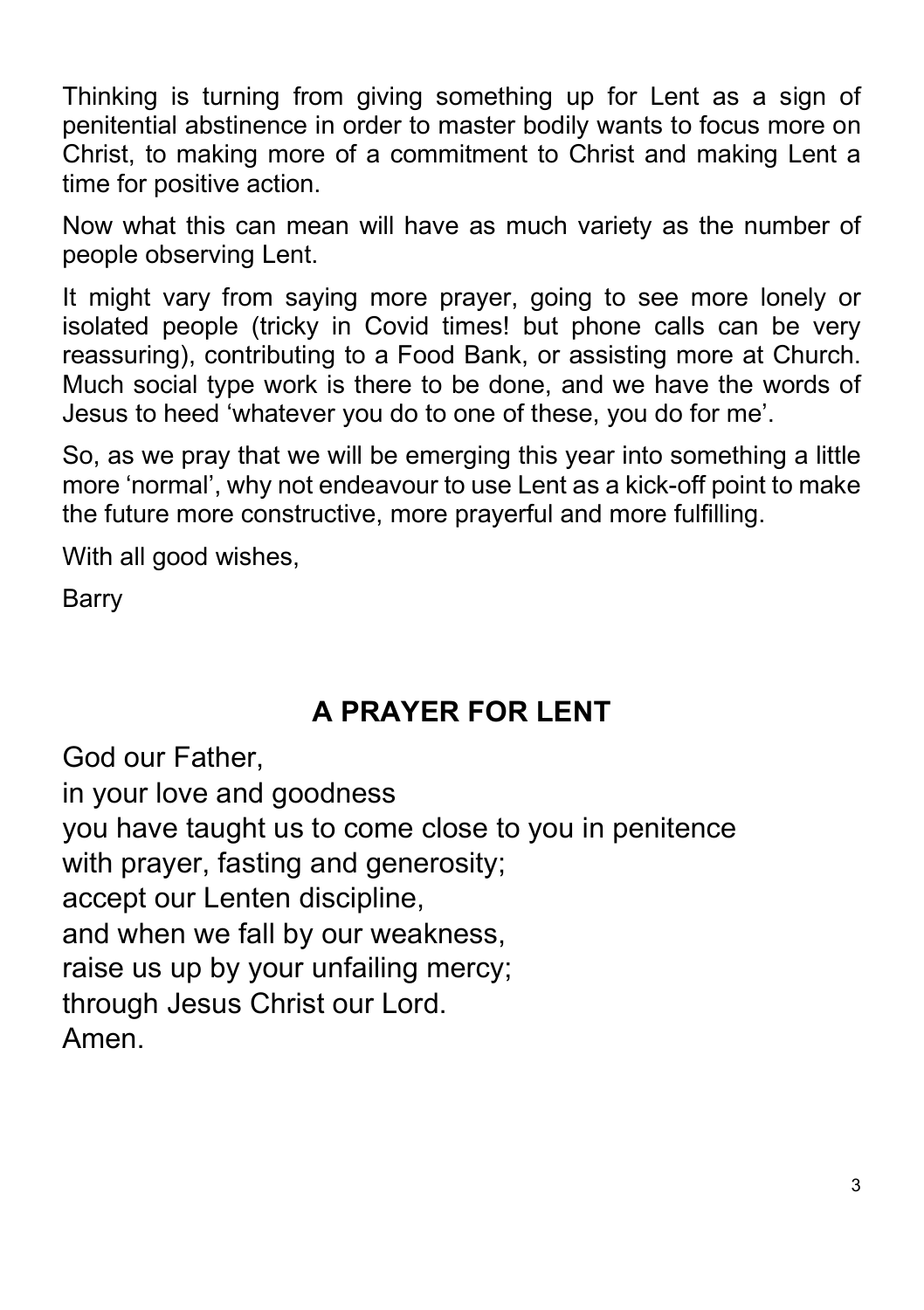Thinking is turning from giving something up for Lent as a sign of penitential abstinence in order to master bodily wants to focus more on Christ, to making more of a commitment to Christ and making Lent a time for positive action.

Now what this can mean will have as much variety as the number of people observing Lent.

It might vary from saying more prayer, going to see more lonely or isolated people (tricky in Covid times! but phone calls can be very reassuring), contributing to a Food Bank, or assisting more at Church. Much social type work is there to be done, and we have the words of Jesus to heed 'whatever you do to one of these, you do for me'.

So, as we pray that we will be emerging this year into something a little more 'normal', why not endeavour to use Lent as a kick-off point to make the future more constructive, more prayerful and more fulfilling.

With all good wishes,

Barry

## A PRAYER FOR LENT

God our Father,
in your love and goodness
you have taught us to come close to you in penitence
with prayer, fasting and generosity;
accept our Lenten discipline,
and when we fall by our weakness,
raise us up by your unfailing mercy;
through Jesus Christ our Lord.
Amen.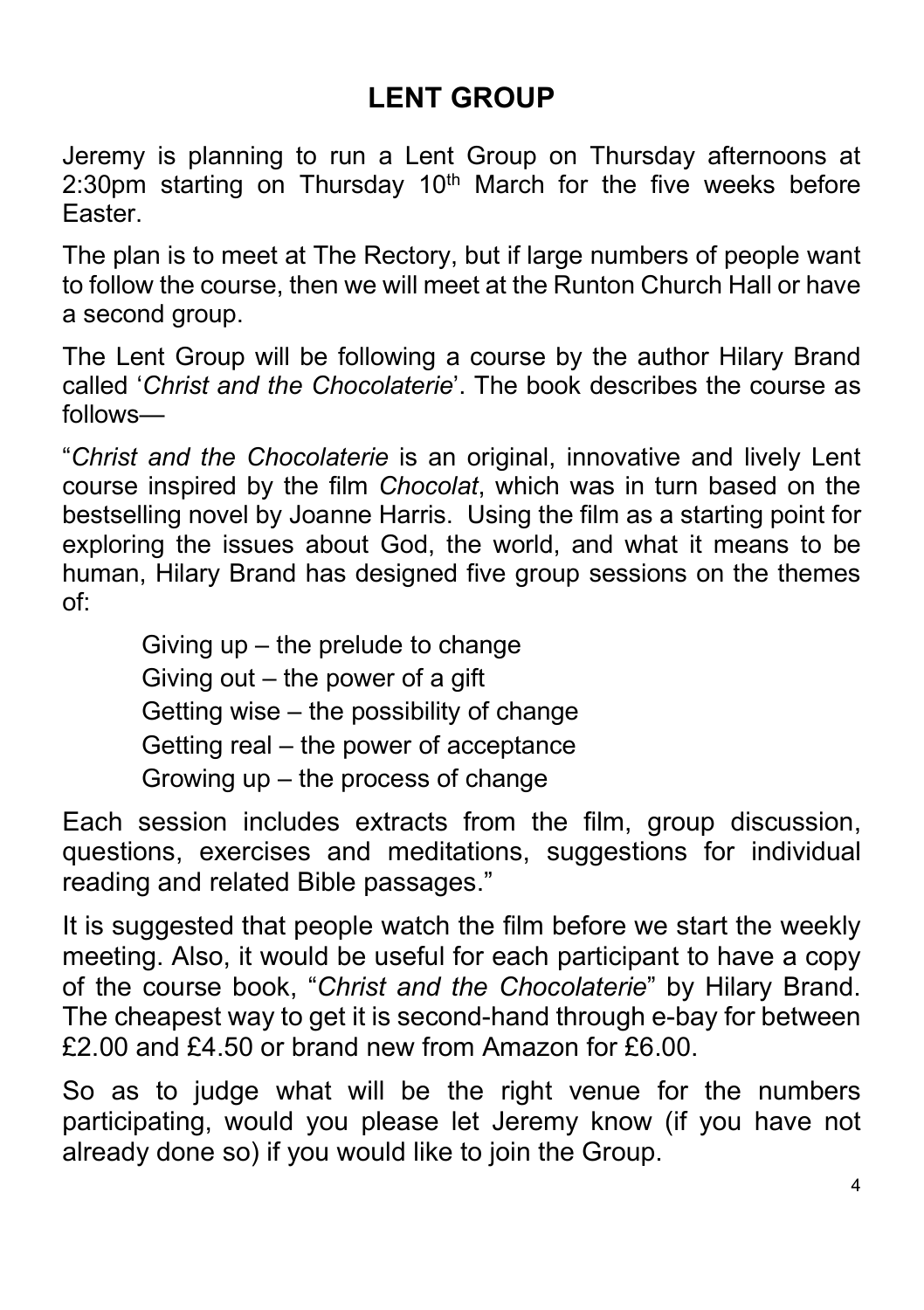# LENT GROUP

Jeremy is planning to run a Lent Group on Thursday afternoons at 2:30pm starting on Thursday 10th March for the five weeks before Easter.

The plan is to meet at The Rectory, but if large numbers of people want to follow the course, then we will meet at the Runton Church Hall or have a second group.

The Lent Group will be following a course by the author Hilary Brand called '*Christ and the Chocolaterie*'. The book describes the course as follows—

"*Christ and the Chocolaterie* is an original, innovative and lively Lent course inspired by the film *Chocolat*, which was in turn based on the bestselling novel by Joanne Harris. Using the film as a starting point for exploring the issues about God, the world, and what it means to be human, Hilary Brand has designed five group sessions on the themes of:

> Giving up – the prelude to change
> Giving out – the power of a gift
> Getting wise – the possibility of change
> Getting real – the power of acceptance
> Growing up – the process of change

Each session includes extracts from the film, group discussion, questions, exercises and meditations, suggestions for individual reading and related Bible passages."

It is suggested that people watch the film before we start the weekly meeting. Also, it would be useful for each participant to have a copy of the course book, "*Christ and the Chocolaterie*" by Hilary Brand. The cheapest way to get it is second-hand through e-bay for between £2.00 and £4.50 or brand new from Amazon for £6.00.

So as to judge what will be the right venue for the numbers participating, would you please let Jeremy know (if you have not already done so) if you would like to join the Group.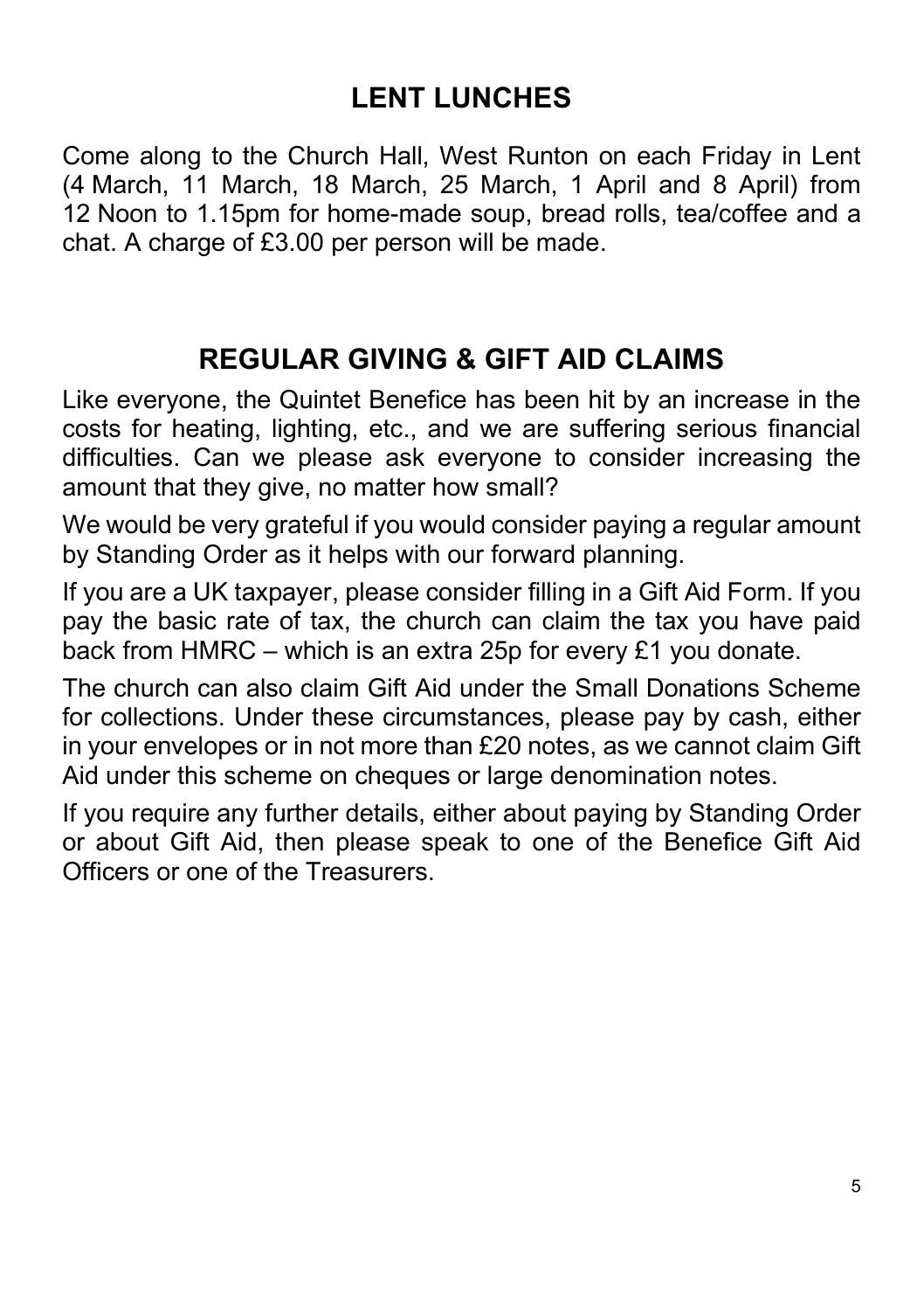## LENT LUNCHES

Come along to the Church Hall, West Runton on each Friday in Lent (4 March, 11 March, 18 March, 25 March, 1 April and 8 April) from 12 Noon to 1.15pm for home-made soup, bread rolls, tea/coffee and a chat. A charge of £3.00 per person will be made.

## REGULAR GIVING & GIFT AID CLAIMS

Like everyone, the Quintet Benefice has been hit by an increase in the costs for heating, lighting, etc., and we are suffering serious financial difficulties. Can we please ask everyone to consider increasing the amount that they give, no matter how small?

We would be very grateful if you would consider paying a regular amount by Standing Order as it helps with our forward planning.

If you are a UK taxpayer, please consider filling in a Gift Aid Form. If you pay the basic rate of tax, the church can claim the tax you have paid back from HMRC – which is an extra 25p for every £1 you donate.

The church can also claim Gift Aid under the Small Donations Scheme for collections. Under these circumstances, please pay by cash, either in your envelopes or in not more than £20 notes, as we cannot claim Gift Aid under this scheme on cheques or large denomination notes.

If you require any further details, either about paying by Standing Order or about Gift Aid, then please speak to one of the Benefice Gift Aid Officers or one of the Treasurers.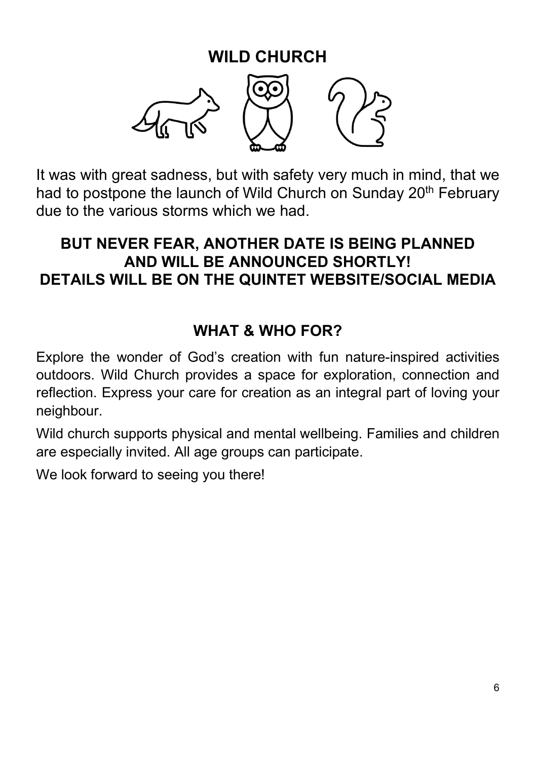# WILD CHURCH

It was with great sadness, but with safety very much in mind, that we had to postpone the launch of Wild Church on Sunday 20th February due to the various storms which we had.

**BUT NEVER FEAR, ANOTHER DATE IS BEING PLANNED AND WILL BE ANNOUNCED SHORTLY!**
**DETAILS WILL BE ON THE QUINTET WEBSITE/SOCIAL MEDIA**

## WHAT & WHO FOR?

Explore the wonder of God's creation with fun nature-inspired activities outdoors. Wild Church provides a space for exploration, connection and reflection. Express your care for creation as an integral part of loving your neighbour.

Wild church supports physical and mental wellbeing. Families and children are especially invited. All age groups can participate.

We look forward to seeing you there!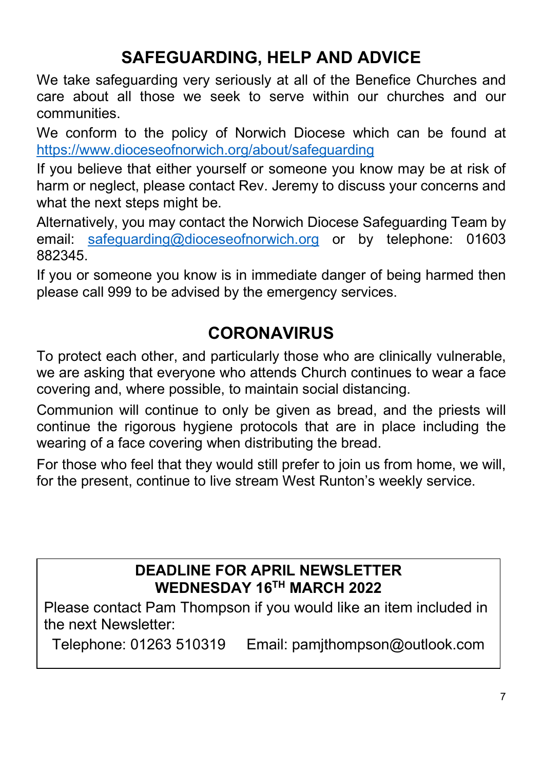## SAFEGUARDING, HELP AND ADVICE

We take safeguarding very seriously at all of the Benefice Churches and care about all those we seek to serve within our churches and our communities.

We conform to the policy of Norwich Diocese which can be found at https://www.dioceseofnorwich.org/about/safeguarding

If you believe that either yourself or someone you know may be at risk of harm or neglect, please contact Rev. Jeremy to discuss your concerns and what the next steps might be.

Alternatively, you may contact the Norwich Diocese Safeguarding Team by email: safeguarding@dioceseofnorwich.org or by telephone: 01603 882345.

If you or someone you know is in immediate danger of being harmed then please call 999 to be advised by the emergency services.

## CORONAVIRUS

To protect each other, and particularly those who are clinically vulnerable, we are asking that everyone who attends Church continues to wear a face covering and, where possible, to maintain social distancing.

Communion will continue to only be given as bread, and the priests will continue the rigorous hygiene protocols that are in place including the wearing of a face covering when distributing the bread.

For those who feel that they would still prefer to join us from home, we will, for the present, continue to live stream West Runton's weekly service.

**DEADLINE FOR APRIL NEWSLETTER**
**WEDNESDAY 16TH MARCH 2022**

Please contact Pam Thompson if you would like an item included in the next Newsletter:

Telephone: 01263 510319 Email: pamjthompson@outlook.com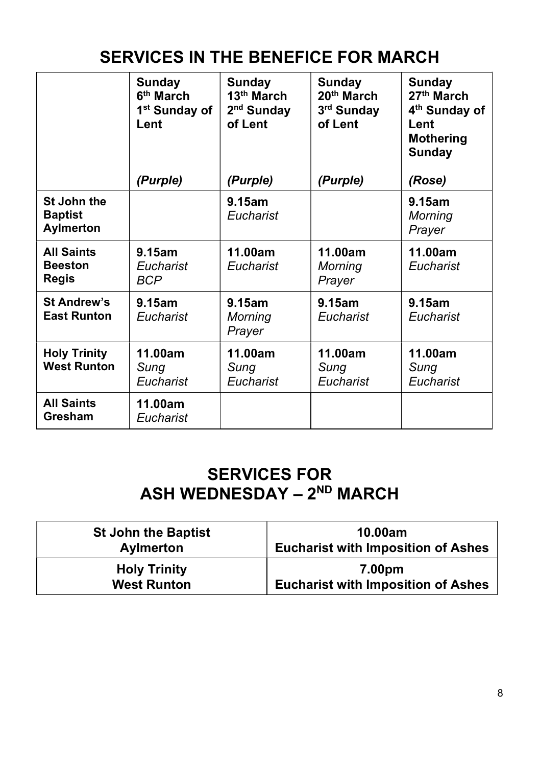# SERVICES IN THE BENEFICE FOR MARCH

| | **Sunday 6th March 1st Sunday of Lent** ***(Purple)*** | **Sunday 13th March 2nd Sunday of Lent** ***(Purple)*** | **Sunday 20th March 3rd Sunday of Lent** ***(Purple)*** | **Sunday 27th March 4th Sunday of Lent Mothering Sunday** ***(Rose)*** |
|---|---|---|---|---|
| **St John the Baptist Aylmerton** | | **9.15am** *Eucharist* | | **9.15am** *Morning Prayer* |
| **All Saints Beeston Regis** | **9.15am** *Eucharist BCP* | **11.00am** *Eucharist* | **11.00am** *Morning Prayer* | **11.00am** *Eucharist* |
| **St Andrew's East Runton** | **9.15am** *Eucharist* | **9.15am** *Morning Prayer* | **9.15am** *Eucharist* | **9.15am** *Eucharist* |
| **Holy Trinity West Runton** | **11.00am** *Sung Eucharist* | **11.00am** *Sung Eucharist* | **11.00am** *Sung Eucharist* | **11.00am** *Sung Eucharist* |
| **All Saints Gresham** | **11.00am** *Eucharist* | | | |

# SERVICES FOR ASH WEDNESDAY – 2ND MARCH

| | |
|---|---|
| **St John the Baptist Aylmerton** | **10.00am Eucharist with Imposition of Ashes** |
| **Holy Trinity West Runton** | **7.00pm Eucharist with Imposition of Ashes** |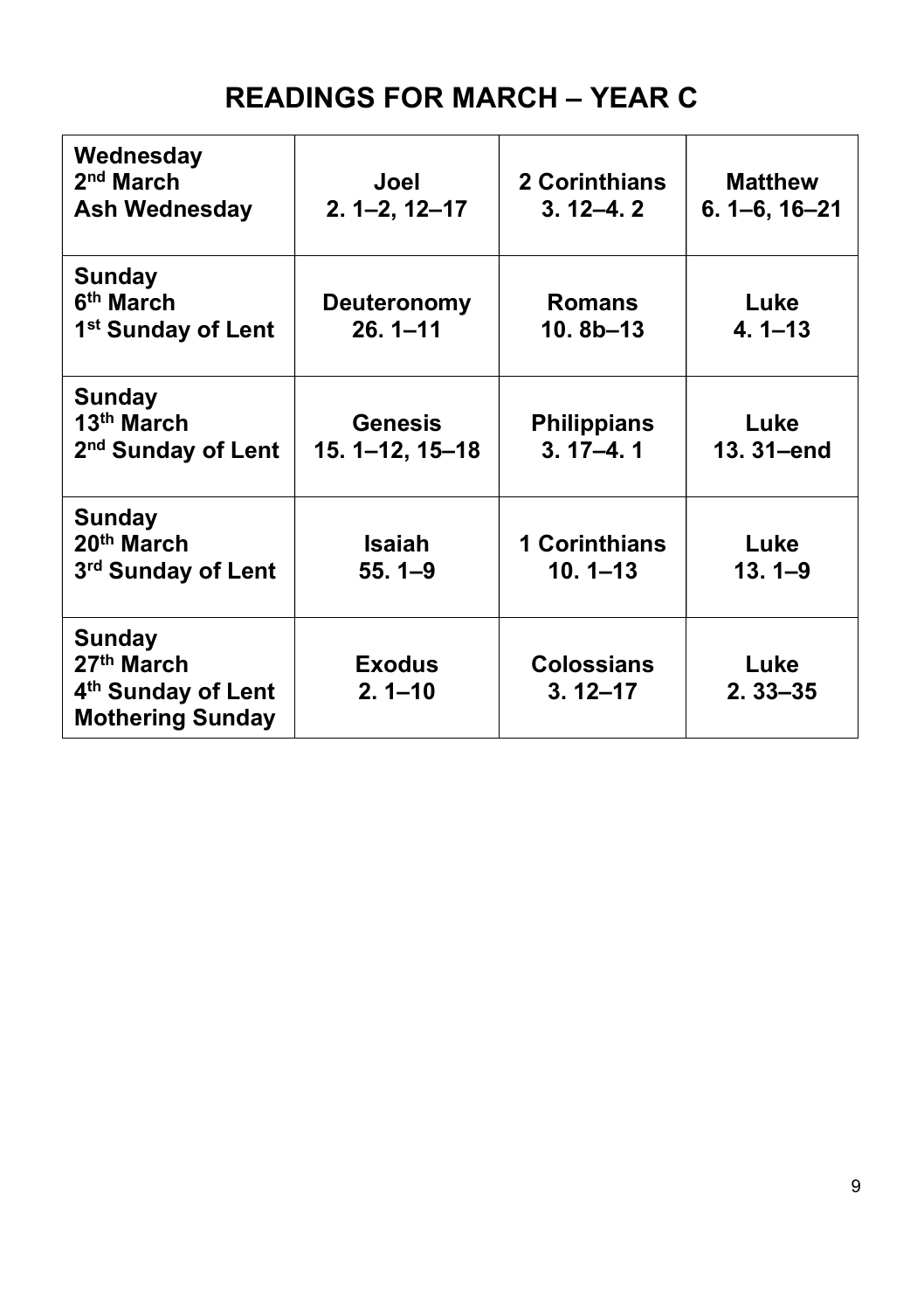# READINGS FOR MARCH – YEAR C

| | | | |
|---|---|---|---|
| **Wednesday<br>2nd March<br>Ash Wednesday** | **Joel<br>2. 1–2, 12–17** | **2 Corinthians<br>3. 12–4. 2** | **Matthew<br>6. 1–6, 16–21** |
| **Sunday<br>6th March<br>1st Sunday of Lent** | **Deuteronomy<br>26. 1–11** | **Romans<br>10. 8b–13** | **Luke<br>4. 1–13** |
| **Sunday<br>13th March<br>2nd Sunday of Lent** | **Genesis<br>15. 1–12, 15–18** | **Philippians<br>3. 17–4. 1** | **Luke<br>13. 31–end** |
| **Sunday<br>20th March<br>3rd Sunday of Lent** | **Isaiah<br>55. 1–9** | **1 Corinthians<br>10. 1–13** | **Luke<br>13. 1–9** |
| **Sunday<br>27th March<br>4th Sunday of Lent<br>Mothering Sunday** | **Exodus<br>2. 1–10** | **Colossians<br>3. 12–17** | **Luke<br>2. 33–35** |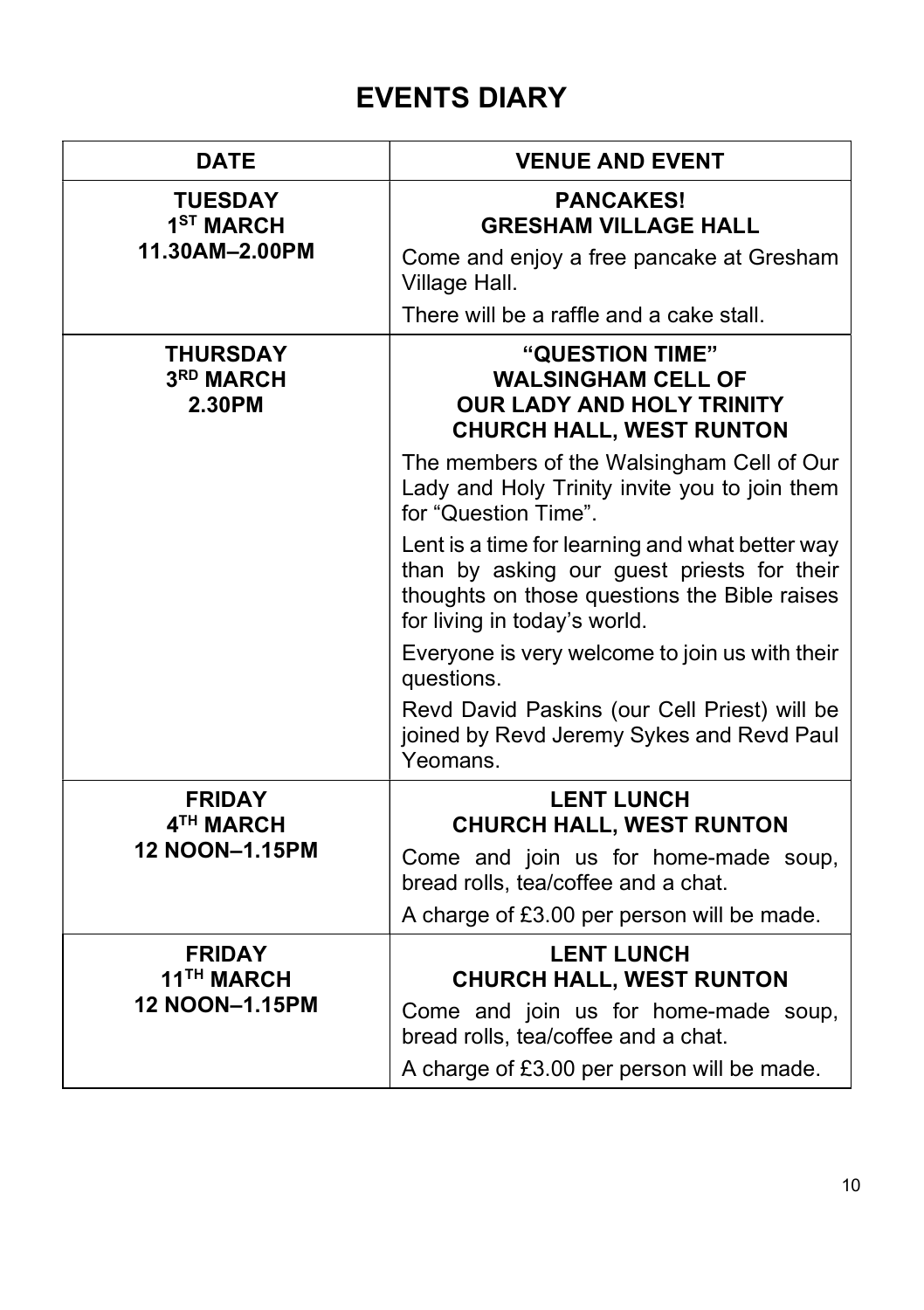# EVENTS DIARY

| DATE | VENUE AND EVENT |
|---|---|
| **TUESDAY 1ST MARCH 11.30AM–2.00PM** | **PANCAKES! GRESHAM VILLAGE HALL**<br>Come and enjoy a free pancake at Gresham Village Hall.<br>There will be a raffle and a cake stall. |
| **THURSDAY 3RD MARCH 2.30PM** | **"QUESTION TIME" WALSINGHAM CELL OF OUR LADY AND HOLY TRINITY CHURCH HALL, WEST RUNTON**<br>The members of the Walsingham Cell of Our Lady and Holy Trinity invite you to join them for "Question Time".<br>Lent is a time for learning and what better way than by asking our guest priests for their thoughts on those questions the Bible raises for living in today's world.<br>Everyone is very welcome to join us with their questions.<br>Revd David Paskins (our Cell Priest) will be joined by Revd Jeremy Sykes and Revd Paul Yeomans. |
| **FRIDAY 4TH MARCH 12 NOON–1.15PM** | **LENT LUNCH CHURCH HALL, WEST RUNTON**<br>Come and join us for home-made soup, bread rolls, tea/coffee and a chat.<br>A charge of £3.00 per person will be made. |
| **FRIDAY 11TH MARCH 12 NOON–1.15PM** | **LENT LUNCH CHURCH HALL, WEST RUNTON**<br>Come and join us for home-made soup, bread rolls, tea/coffee and a chat.<br>A charge of £3.00 per person will be made. |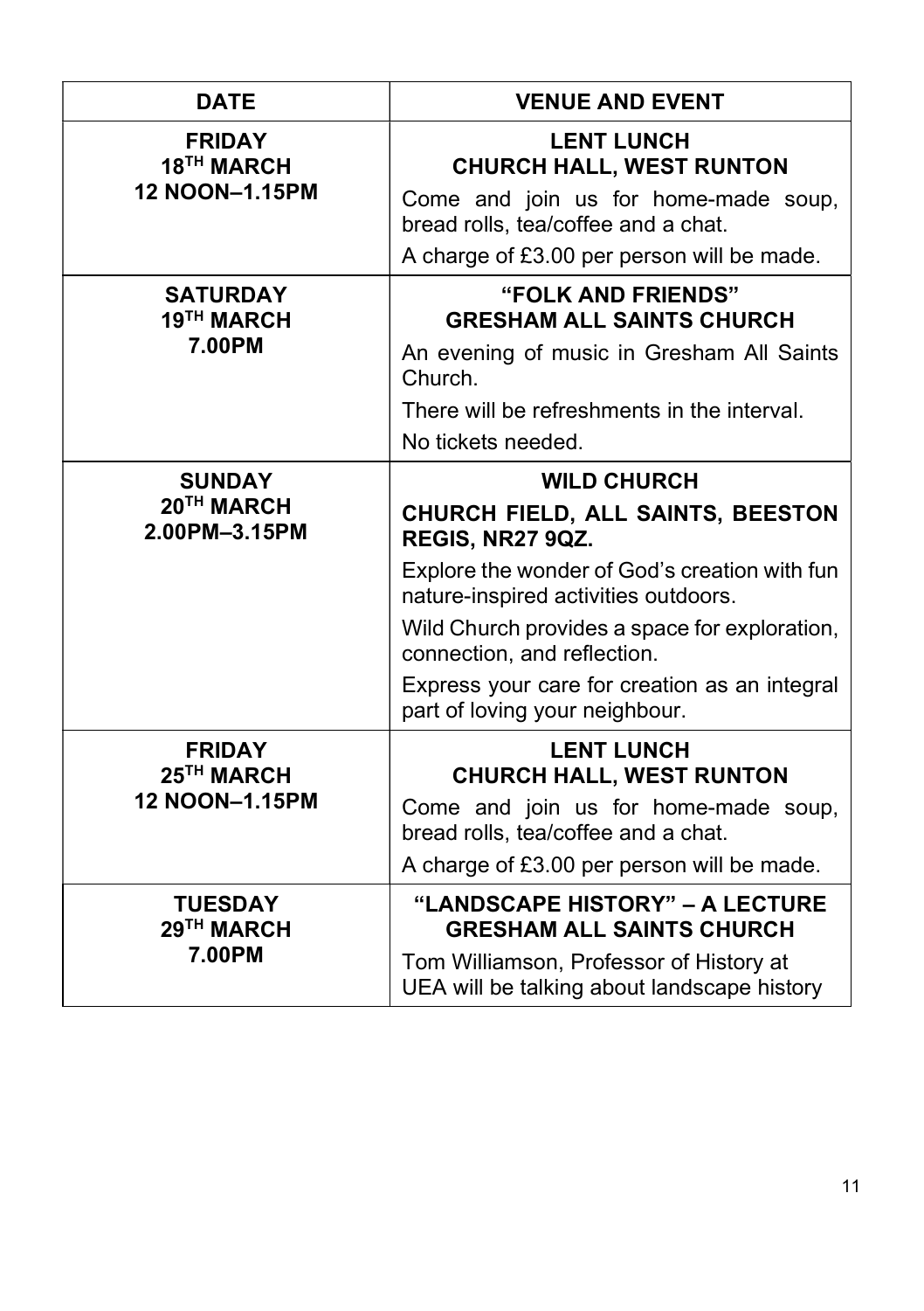| DATE | VENUE AND EVENT |
|---|---|
| **FRIDAY 18TH MARCH 12 NOON–1.15PM** | **LENT LUNCH CHURCH HALL, WEST RUNTON**<br>Come and join us for home-made soup, bread rolls, tea/coffee and a chat.<br>A charge of £3.00 per person will be made. |
| **SATURDAY 19TH MARCH 7.00PM** | **"FOLK AND FRIENDS" GRESHAM ALL SAINTS CHURCH**<br>An evening of music in Gresham All Saints Church.<br>There will be refreshments in the interval.<br>No tickets needed. |
| **SUNDAY 20TH MARCH 2.00PM–3.15PM** | **WILD CHURCH**<br>**CHURCH FIELD, ALL SAINTS, BEESTON REGIS, NR27 9QZ.**<br>Explore the wonder of God's creation with fun nature-inspired activities outdoors.<br>Wild Church provides a space for exploration, connection, and reflection.<br>Express your care for creation as an integral part of loving your neighbour. |
| **FRIDAY 25TH MARCH 12 NOON–1.15PM** | **LENT LUNCH CHURCH HALL, WEST RUNTON**<br>Come and join us for home-made soup, bread rolls, tea/coffee and a chat.<br>A charge of £3.00 per person will be made. |
| **TUESDAY 29TH MARCH 7.00PM** | **"LANDSCAPE HISTORY" – A LECTURE GRESHAM ALL SAINTS CHURCH**<br>Tom Williamson, Professor of History at UEA will be talking about landscape history |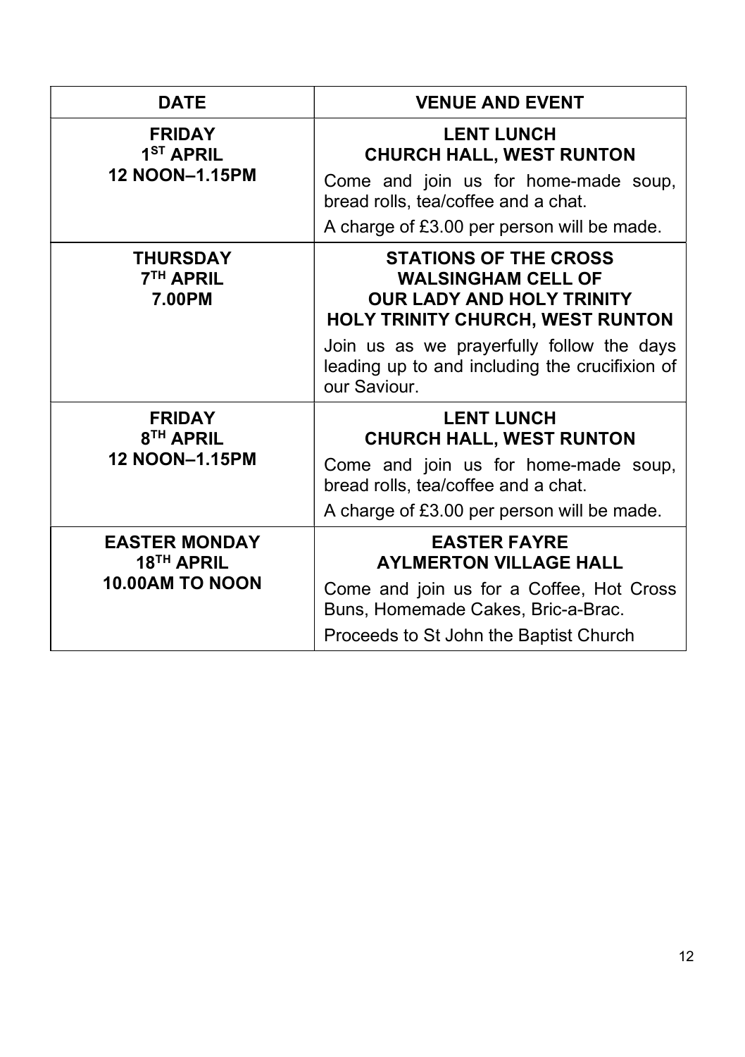| DATE | VENUE AND EVENT |
|---|---|
| **FRIDAY**<br>**1ST APRIL**<br>**12 NOON–1.15PM** | **LENT LUNCH**<br>**CHURCH HALL, WEST RUNTON**<br>Come and join us for home-made soup, bread rolls, tea/coffee and a chat.<br>A charge of £3.00 per person will be made. |
| **THURSDAY**<br>**7TH APRIL**<br>**7.00PM** | **STATIONS OF THE CROSS**<br>**WALSINGHAM CELL OF**<br>**OUR LADY AND HOLY TRINITY**<br>**HOLY TRINITY CHURCH, WEST RUNTON**<br>Join us as we prayerfully follow the days leading up to and including the crucifixion of our Saviour. |
| **FRIDAY**<br>**8TH APRIL**<br>**12 NOON–1.15PM** | **LENT LUNCH**<br>**CHURCH HALL, WEST RUNTON**<br>Come and join us for home-made soup, bread rolls, tea/coffee and a chat.<br>A charge of £3.00 per person will be made. |
| **EASTER MONDAY**<br>**18TH APRIL**<br>**10.00AM TO NOON** | **EASTER FAYRE**<br>**AYLMERTON VILLAGE HALL**<br>Come and join us for a Coffee, Hot Cross Buns, Homemade Cakes, Bric-a-Brac.<br>Proceeds to St John the Baptist Church |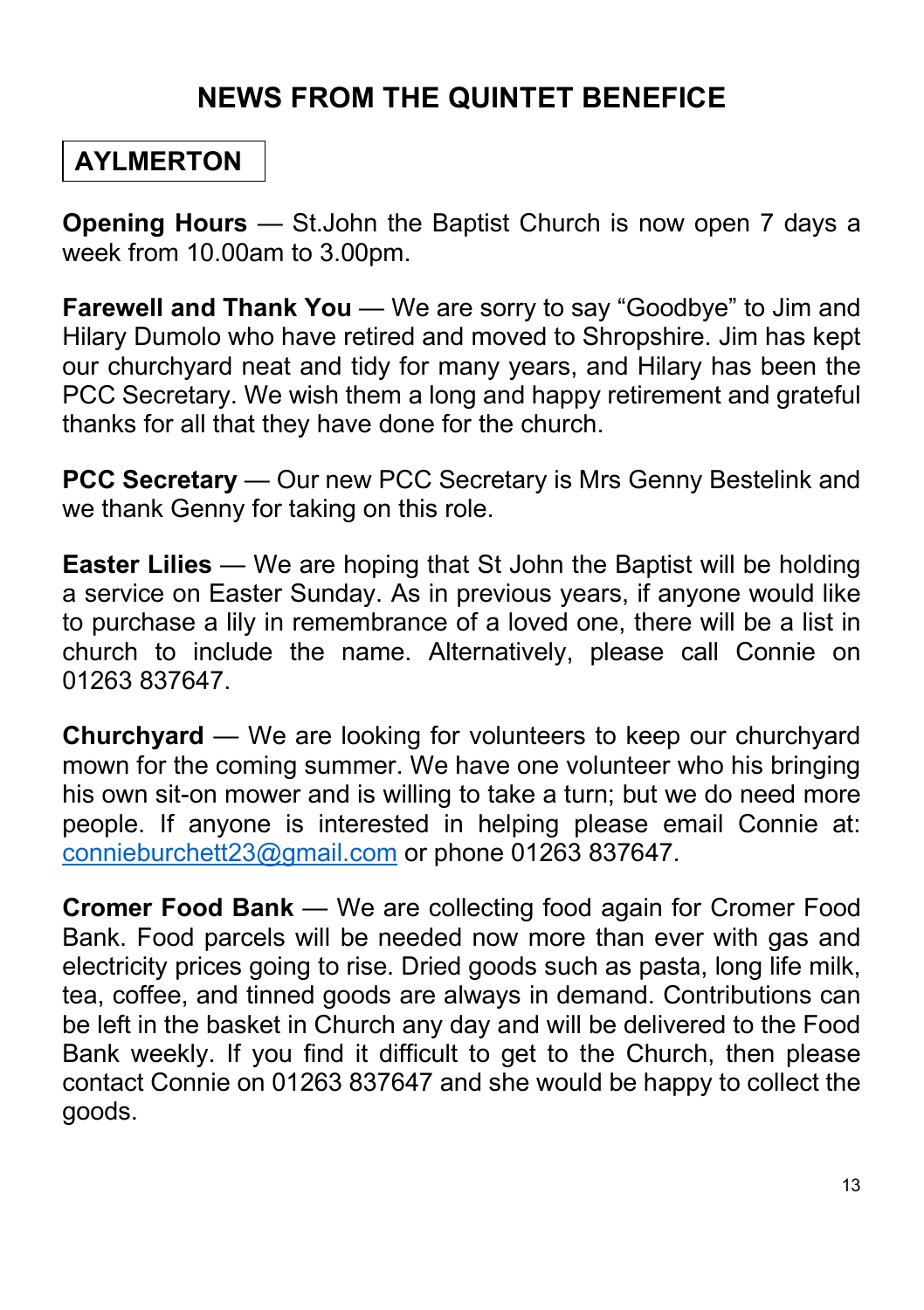# NEWS FROM THE QUINTET BENEFICE

## AYLMERTON

**Opening Hours** — St.John the Baptist Church is now open 7 days a week from 10.00am to 3.00pm.

**Farewell and Thank You** — We are sorry to say "Goodbye" to Jim and Hilary Dumolo who have retired and moved to Shropshire. Jim has kept our churchyard neat and tidy for many years, and Hilary has been the PCC Secretary. We wish them a long and happy retirement and grateful thanks for all that they have done for the church.

**PCC Secretary** — Our new PCC Secretary is Mrs Genny Bestelink and we thank Genny for taking on this role.

**Easter Lilies** — We are hoping that St John the Baptist will be holding a service on Easter Sunday. As in previous years, if anyone would like to purchase a lily in remembrance of a loved one, there will be a list in church to include the name. Alternatively, please call Connie on 01263 837647.

**Churchyard** — We are looking for volunteers to keep our churchyard mown for the coming summer. We have one volunteer who his bringing his own sit-on mower and is willing to take a turn; but we do need more people. If anyone is interested in helping please email Connie at: connieburchett23@gmail.com or phone 01263 837647.

**Cromer Food Bank** — We are collecting food again for Cromer Food Bank. Food parcels will be needed now more than ever with gas and electricity prices going to rise. Dried goods such as pasta, long life milk, tea, coffee, and tinned goods are always in demand. Contributions can be left in the basket in Church any day and will be delivered to the Food Bank weekly. If you find it difficult to get to the Church, then please contact Connie on 01263 837647 and she would be happy to collect the goods.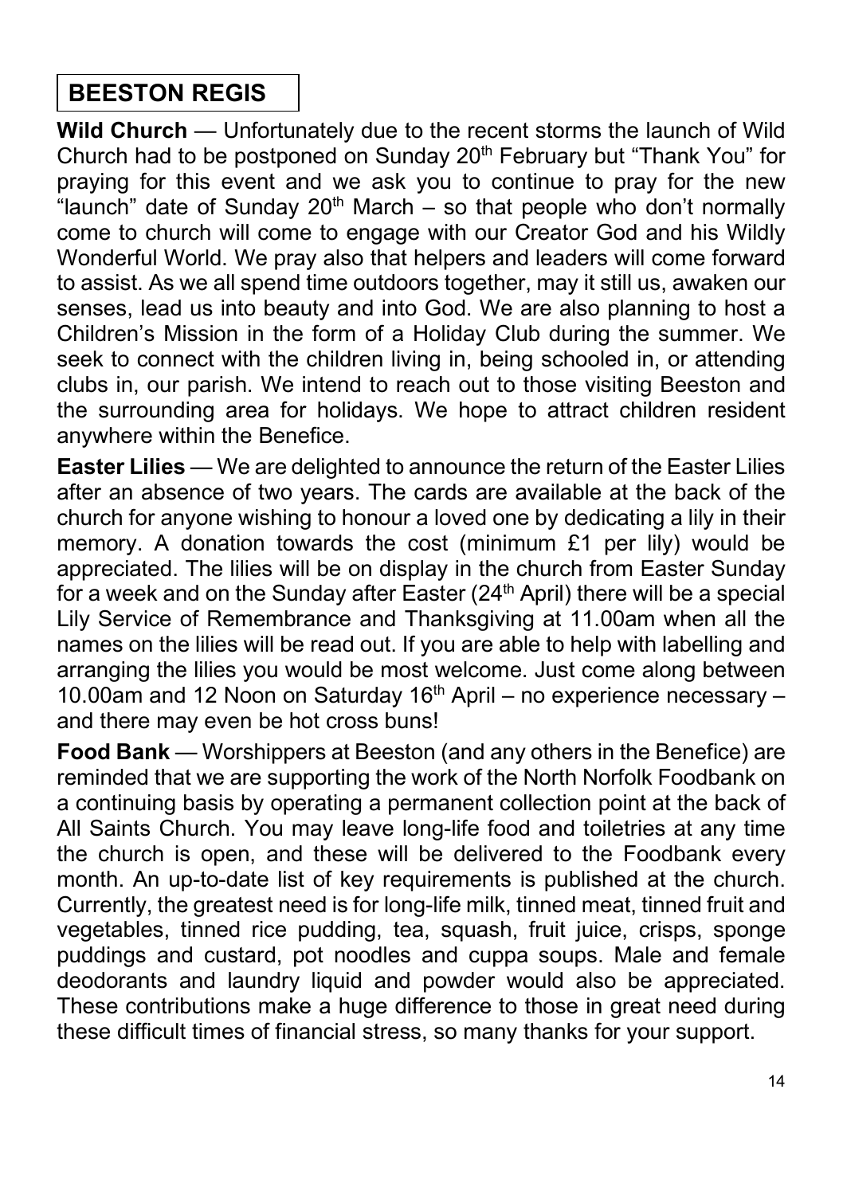## BEESTON REGIS

**Wild Church** — Unfortunately due to the recent storms the launch of Wild Church had to be postponed on Sunday 20th February but "Thank You" for praying for this event and we ask you to continue to pray for the new "launch" date of Sunday 20th March – so that people who don't normally come to church will come to engage with our Creator God and his Wildly Wonderful World. We pray also that helpers and leaders will come forward to assist. As we all spend time outdoors together, may it still us, awaken our senses, lead us into beauty and into God. We are also planning to host a Children's Mission in the form of a Holiday Club during the summer. We seek to connect with the children living in, being schooled in, or attending clubs in, our parish. We intend to reach out to those visiting Beeston and the surrounding area for holidays. We hope to attract children resident anywhere within the Benefice.

**Easter Lilies** — We are delighted to announce the return of the Easter Lilies after an absence of two years. The cards are available at the back of the church for anyone wishing to honour a loved one by dedicating a lily in their memory. A donation towards the cost (minimum £1 per lily) would be appreciated. The lilies will be on display in the church from Easter Sunday for a week and on the Sunday after Easter (24th April) there will be a special Lily Service of Remembrance and Thanksgiving at 11.00am when all the names on the lilies will be read out. If you are able to help with labelling and arranging the lilies you would be most welcome. Just come along between 10.00am and 12 Noon on Saturday 16th April – no experience necessary – and there may even be hot cross buns!

**Food Bank** — Worshippers at Beeston (and any others in the Benefice) are reminded that we are supporting the work of the North Norfolk Foodbank on a continuing basis by operating a permanent collection point at the back of All Saints Church. You may leave long-life food and toiletries at any time the church is open, and these will be delivered to the Foodbank every month. An up-to-date list of key requirements is published at the church. Currently, the greatest need is for long-life milk, tinned meat, tinned fruit and vegetables, tinned rice pudding, tea, squash, fruit juice, crisps, sponge puddings and custard, pot noodles and cuppa soups. Male and female deodorants and laundry liquid and powder would also be appreciated. These contributions make a huge difference to those in great need during these difficult times of financial stress, so many thanks for your support.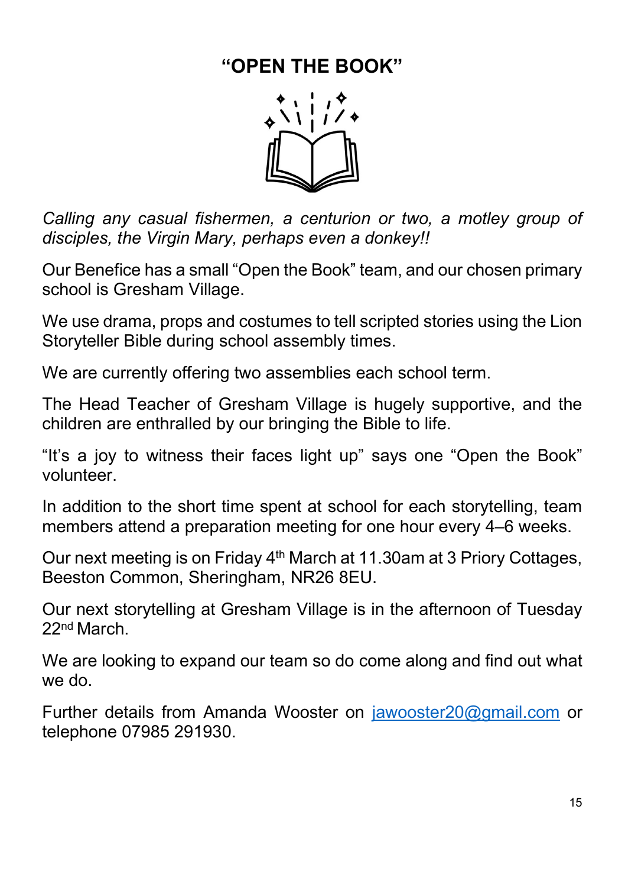# "OPEN THE BOOK"

*Calling any casual fishermen, a centurion or two, a motley group of disciples, the Virgin Mary, perhaps even a donkey!!*

Our Benefice has a small "Open the Book" team, and our chosen primary school is Gresham Village.

We use drama, props and costumes to tell scripted stories using the Lion Storyteller Bible during school assembly times.

We are currently offering two assemblies each school term.

The Head Teacher of Gresham Village is hugely supportive, and the children are enthralled by our bringing the Bible to life.

"It's a joy to witness their faces light up" says one "Open the Book" volunteer.

In addition to the short time spent at school for each storytelling, team members attend a preparation meeting for one hour every 4–6 weeks.

Our next meeting is on Friday 4th March at 11.30am at 3 Priory Cottages, Beeston Common, Sheringham, NR26 8EU.

Our next storytelling at Gresham Village is in the afternoon of Tuesday 22nd March.

We are looking to expand our team so do come along and find out what we do.

Further details from Amanda Wooster on jawooster20@gmail.com or telephone 07985 291930.